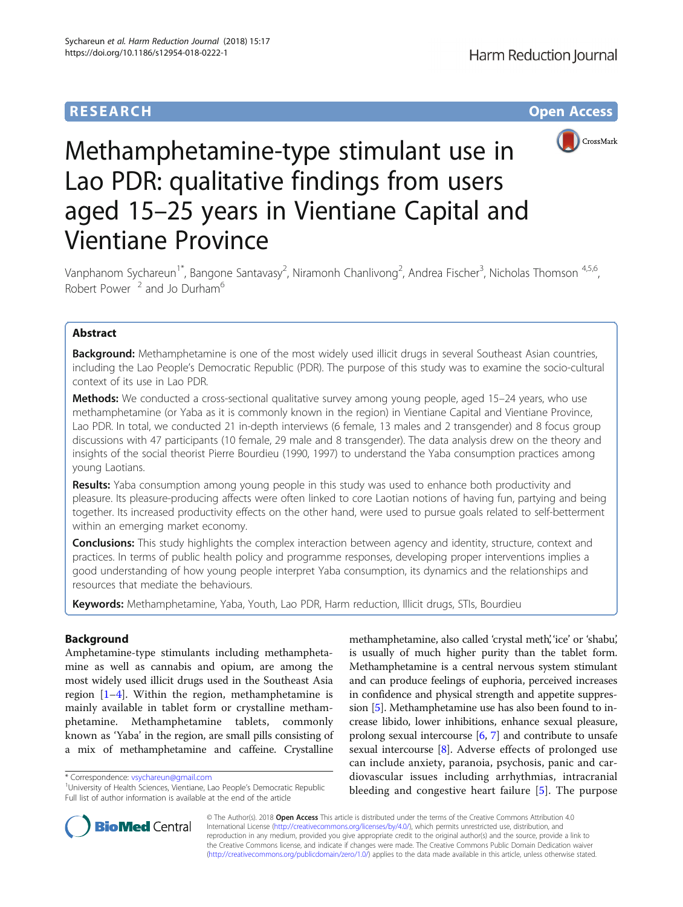**RESEARCH** **Open Access**

# Methamphetamine-type stimulant use in Lao PDR: qualitative findings from users aged 15–25 years in Vientiane Capital and Vientiane Province

Vanphanom Sychareun[1*], Bangone Santavasy[2], Niramonh Chanlivong[2], Andrea Fischer[3], Nicholas Thomson [4,5,6], Robert Power [2] and Jo Durham[6]

## Abstract

**Background:** Methamphetamine is one of the most widely used illicit drugs in several Southeast Asian countries, including the Lao People's Democratic Republic (PDR). The purpose of this study was to examine the socio-cultural context of its use in Lao PDR.

**Methods:** We conducted a cross-sectional qualitative survey among young people, aged 15–24 years, who use methamphetamine (or Yaba as it is commonly known in the region) in Vientiane Capital and Vientiane Province, Lao PDR. In total, we conducted 21 in-depth interviews (6 female, 13 males and 2 transgender) and 8 focus group discussions with 47 participants (10 female, 29 male and 8 transgender). The data analysis drew on the theory and insights of the social theorist Pierre Bourdieu (1990, 1997) to understand the Yaba consumption practices among young Laotians.

**Results:** Yaba consumption among young people in this study was used to enhance both productivity and pleasure. Its pleasure-producing affects were often linked to core Laotian notions of having fun, partying and being together. Its increased productivity effects on the other hand, were used to pursue goals related to self-betterment within an emerging market economy.

**Conclusions:** This study highlights the complex interaction between agency and identity, structure, context and practices. In terms of public health policy and programme responses, developing proper interventions implies a good understanding of how young people interpret Yaba consumption, its dynamics and the relationships and resources that mediate the behaviours.

**Keywords:** Methamphetamine, Yaba, Youth, Lao PDR, Harm reduction, Illicit drugs, STIs, Bourdieu

## Background

Amphetamine-type stimulants including methamphetamine as well as cannabis and opium, are among the most widely used illicit drugs used in the Southeast Asia region [1–4]. Within the region, methamphetamine is mainly available in tablet form or crystalline methamphetamine. Methamphetamine tablets, commonly known as 'Yaba' in the region, are small pills consisting of a mix of methamphetamine and caffeine. Crystalline methamphetamine, also called 'crystal meth', 'ice' or 'shabu', is usually of much higher purity than the tablet form. Methamphetamine is a central nervous system stimulant and can produce feelings of euphoria, perceived increases in confidence and physical strength and appetite suppression [5]. Methamphetamine use has also been found to increase libido, lower inhibitions, enhance sexual pleasure, prolong sexual intercourse [6, 7] and contribute to unsafe sexual intercourse [8]. Adverse effects of prolonged use can include anxiety, paranoia, psychosis, panic and cardiovascular issues including arrhythmias, intracranial bleeding and congestive heart failure [5]. The purpose

\* Correspondence: vsychareun@gmail.com
[1]University of Health Sciences, Vientiane, Lao People's Democratic Republic
Full list of author information is available at the end of the article

© The Author(s). 2018 **Open Access** This article is distributed under the terms of the Creative Commons Attribution 4.0 International License (http://creativecommons.org/licenses/by/4.0/), which permits unrestricted use, distribution, and reproduction in any medium, provided you give appropriate credit to the original author(s) and the source, provide a link to the Creative Commons license, and indicate if changes were made. The Creative Commons Public Domain Dedication waiver (http://creativecommons.org/publicdomain/zero/1.0/) applies to the data made available in this article, unless otherwise stated.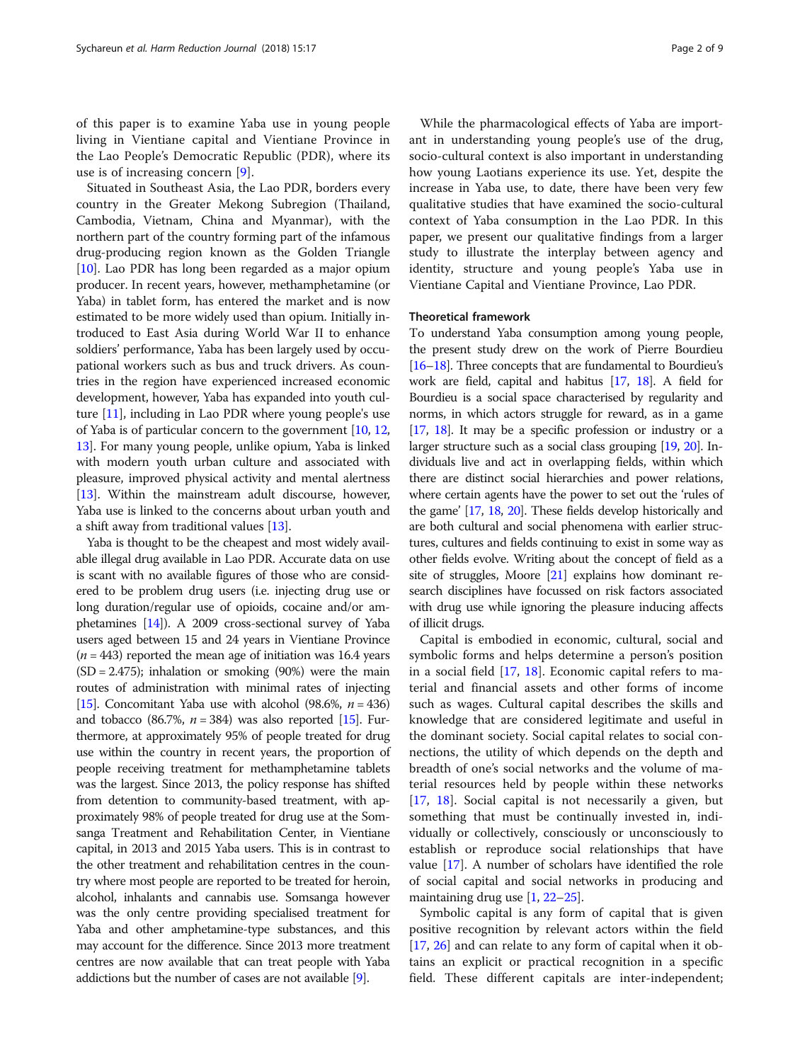of this paper is to examine Yaba use in young people living in Vientiane capital and Vientiane Province in the Lao People's Democratic Republic (PDR), where its use is of increasing concern [9].

Situated in Southeast Asia, the Lao PDR, borders every country in the Greater Mekong Subregion (Thailand, Cambodia, Vietnam, China and Myanmar), with the northern part of the country forming part of the infamous drug-producing region known as the Golden Triangle [10]. Lao PDR has long been regarded as a major opium producer. In recent years, however, methamphetamine (or Yaba) in tablet form, has entered the market and is now estimated to be more widely used than opium. Initially introduced to East Asia during World War II to enhance soldiers' performance, Yaba has been largely used by occupational workers such as bus and truck drivers. As countries in the region have experienced increased economic development, however, Yaba has expanded into youth culture [11], including in Lao PDR where young people's use of Yaba is of particular concern to the government [10, 12, 13]. For many young people, unlike opium, Yaba is linked with modern youth urban culture and associated with pleasure, improved physical activity and mental alertness [13]. Within the mainstream adult discourse, however, Yaba use is linked to the concerns about urban youth and a shift away from traditional values [13].

Yaba is thought to be the cheapest and most widely available illegal drug available in Lao PDR. Accurate data on use is scant with no available figures of those who are considered to be problem drug users (i.e. injecting drug use or long duration/regular use of opioids, cocaine and/or amphetamines [14]). A 2009 cross-sectional survey of Yaba users aged between 15 and 24 years in Vientiane Province ($n = 443$) reported the mean age of initiation was 16.4 years (SD = 2.475); inhalation or smoking (90%) were the main routes of administration with minimal rates of injecting [15]. Concomitant Yaba use with alcohol (98.6%, $n = 436$) and tobacco (86.7%, $n = 384$) was also reported [15]. Furthermore, at approximately 95% of people treated for drug use within the country in recent years, the proportion of people receiving treatment for methamphetamine tablets was the largest. Since 2013, the policy response has shifted from detention to community-based treatment, with approximately 98% of people treated for drug use at the Somsanga Treatment and Rehabilitation Center, in Vientiane capital, in 2013 and 2015 Yaba users. This is in contrast to the other treatment and rehabilitation centres in the country where most people are reported to be treated for heroin, alcohol, inhalants and cannabis use. Somsanga however was the only centre providing specialised treatment for Yaba and other amphetamine-type substances, and this may account for the difference. Since 2013 more treatment centres are now available that can treat people with Yaba addictions but the number of cases are not available [9].

While the pharmacological effects of Yaba are important in understanding young people's use of the drug, socio-cultural context is also important in understanding how young Laotians experience its use. Yet, despite the increase in Yaba use, to date, there have been very few qualitative studies that have examined the socio-cultural context of Yaba consumption in the Lao PDR. In this paper, we present our qualitative findings from a larger study to illustrate the interplay between agency and identity, structure and young people's Yaba use in Vientiane Capital and Vientiane Province, Lao PDR.

## Theoretical framework

To understand Yaba consumption among young people, the present study drew on the work of Pierre Bourdieu [16–18]. Three concepts that are fundamental to Bourdieu's work are field, capital and habitus [17, 18]. A field for Bourdieu is a social space characterised by regularity and norms, in which actors struggle for reward, as in a game [17, 18]. It may be a specific profession or industry or a larger structure such as a social class grouping [19, 20]. Individuals live and act in overlapping fields, within which there are distinct social hierarchies and power relations, where certain agents have the power to set out the 'rules of the game' [17, 18, 20]. These fields develop historically and are both cultural and social phenomena with earlier structures, cultures and fields continuing to exist in some way as other fields evolve. Writing about the concept of field as a site of struggles, Moore [21] explains how dominant research disciplines have focussed on risk factors associated with drug use while ignoring the pleasure inducing affects of illicit drugs.

Capital is embodied in economic, cultural, social and symbolic forms and helps determine a person's position in a social field [17, 18]. Economic capital refers to material and financial assets and other forms of income such as wages. Cultural capital describes the skills and knowledge that are considered legitimate and useful in the dominant society. Social capital relates to social connections, the utility of which depends on the depth and breadth of one's social networks and the volume of material resources held by people within these networks [17, 18]. Social capital is not necessarily a given, but something that must be continually invested in, individually or collectively, consciously or unconsciously to establish or reproduce social relationships that have value [17]. A number of scholars have identified the role of social capital and social networks in producing and maintaining drug use [1, 22–25].

Symbolic capital is any form of capital that is given positive recognition by relevant actors within the field [17, 26] and can relate to any form of capital when it obtains an explicit or practical recognition in a specific field. These different capitals are inter-independent;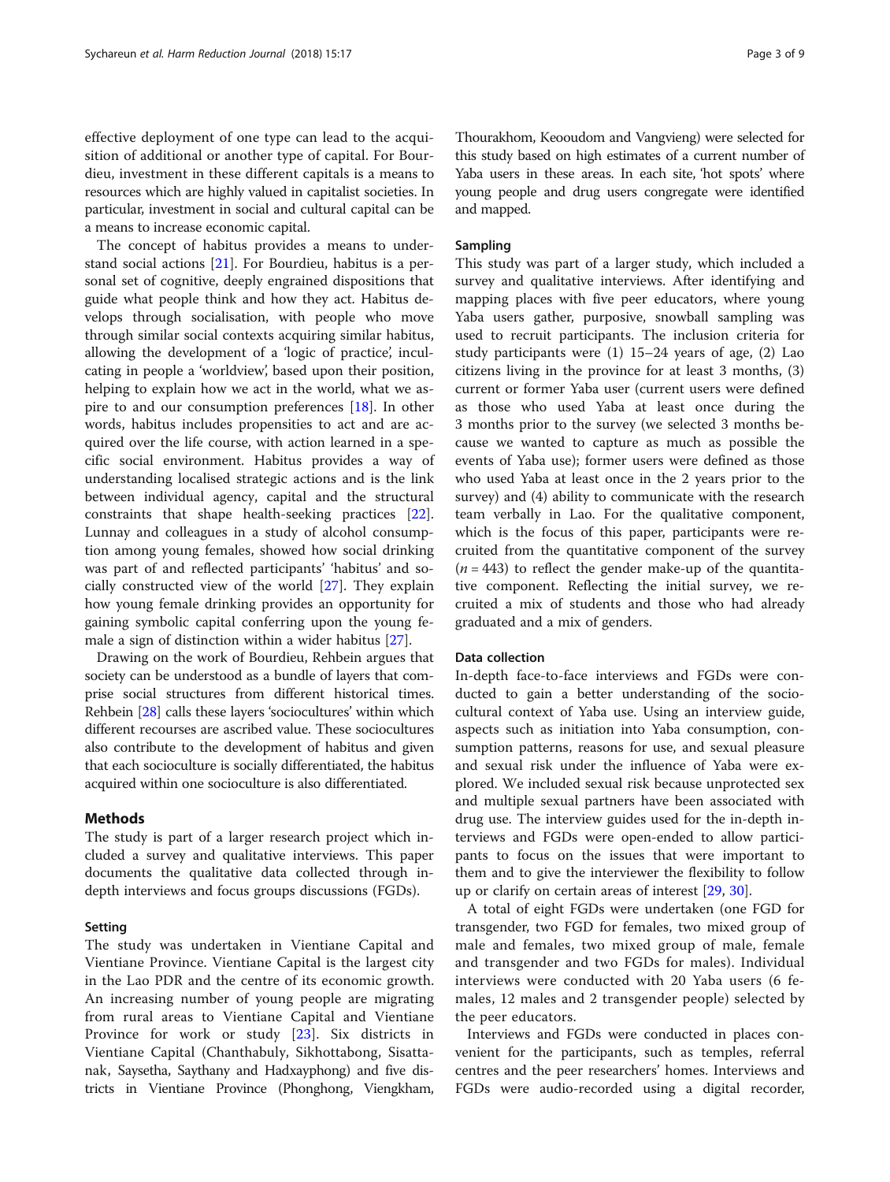effective deployment of one type can lead to the acquisition of additional or another type of capital. For Bourdieu, investment in these different capitals is a means to resources which are highly valued in capitalist societies. In particular, investment in social and cultural capital can be a means to increase economic capital.

The concept of habitus provides a means to understand social actions [21]. For Bourdieu, habitus is a personal set of cognitive, deeply engrained dispositions that guide what people think and how they act. Habitus develops through socialisation, with people who move through similar social contexts acquiring similar habitus, allowing the development of a 'logic of practice', inculcating in people a 'worldview', based upon their position, helping to explain how we act in the world, what we aspire to and our consumption preferences [18]. In other words, habitus includes propensities to act and are acquired over the life course, with action learned in a specific social environment. Habitus provides a way of understanding localised strategic actions and is the link between individual agency, capital and the structural constraints that shape health-seeking practices [22]. Lunnay and colleagues in a study of alcohol consumption among young females, showed how social drinking was part of and reflected participants' 'habitus' and socially constructed view of the world [27]. They explain how young female drinking provides an opportunity for gaining symbolic capital conferring upon the young female a sign of distinction within a wider habitus [27].

Drawing on the work of Bourdieu, Rehbein argues that society can be understood as a bundle of layers that comprise social structures from different historical times. Rehbein [28] calls these layers 'sociocultures' within which different recourses are ascribed value. These sociocultures also contribute to the development of habitus and given that each socioculture is socially differentiated, the habitus acquired within one socioculture is also differentiated.

## Methods

The study is part of a larger research project which included a survey and qualitative interviews. This paper documents the qualitative data collected through in-depth interviews and focus groups discussions (FGDs).

### Setting

The study was undertaken in Vientiane Capital and Vientiane Province. Vientiane Capital is the largest city in the Lao PDR and the centre of its economic growth. An increasing number of young people are migrating from rural areas to Vientiane Capital and Vientiane Province for work or study [23]. Six districts in Vientiane Capital (Chanthabuly, Sikhottabong, Sisattanak, Saysetha, Saythany and Hadxayphong) and five districts in Vientiane Province (Phonghong, Viengkham, Thourakhom, Keooudom and Vangvieng) were selected for this study based on high estimates of a current number of Yaba users in these areas. In each site, 'hot spots' where young people and drug users congregate were identified and mapped.

### Sampling

This study was part of a larger study, which included a survey and qualitative interviews. After identifying and mapping places with five peer educators, where young Yaba users gather, purposive, snowball sampling was used to recruit participants. The inclusion criteria for study participants were (1) 15–24 years of age, (2) Lao citizens living in the province for at least 3 months, (3) current or former Yaba user (current users were defined as those who used Yaba at least once during the 3 months prior to the survey (we selected 3 months because we wanted to capture as much as possible the events of Yaba use); former users were defined as those who used Yaba at least once in the 2 years prior to the survey) and (4) ability to communicate with the research team verbally in Lao. For the qualitative component, which is the focus of this paper, participants were recruited from the quantitative component of the survey ($n = 443$) to reflect the gender make-up of the quantitative component. Reflecting the initial survey, we recruited a mix of students and those who had already graduated and a mix of genders.

### Data collection

In-depth face-to-face interviews and FGDs were conducted to gain a better understanding of the socio-cultural context of Yaba use. Using an interview guide, aspects such as initiation into Yaba consumption, consumption patterns, reasons for use, and sexual pleasure and sexual risk under the influence of Yaba were explored. We included sexual risk because unprotected sex and multiple sexual partners have been associated with drug use. The interview guides used for the in-depth interviews and FGDs were open-ended to allow participants to focus on the issues that were important to them and to give the interviewer the flexibility to follow up or clarify on certain areas of interest [29, 30].

A total of eight FGDs were undertaken (one FGD for transgender, two FGD for females, two mixed group of male and females, two mixed group of male, female and transgender and two FGDs for males). Individual interviews were conducted with 20 Yaba users (6 females, 12 males and 2 transgender people) selected by the peer educators.

Interviews and FGDs were conducted in places convenient for the participants, such as temples, referral centres and the peer researchers' homes. Interviews and FGDs were audio-recorded using a digital recorder,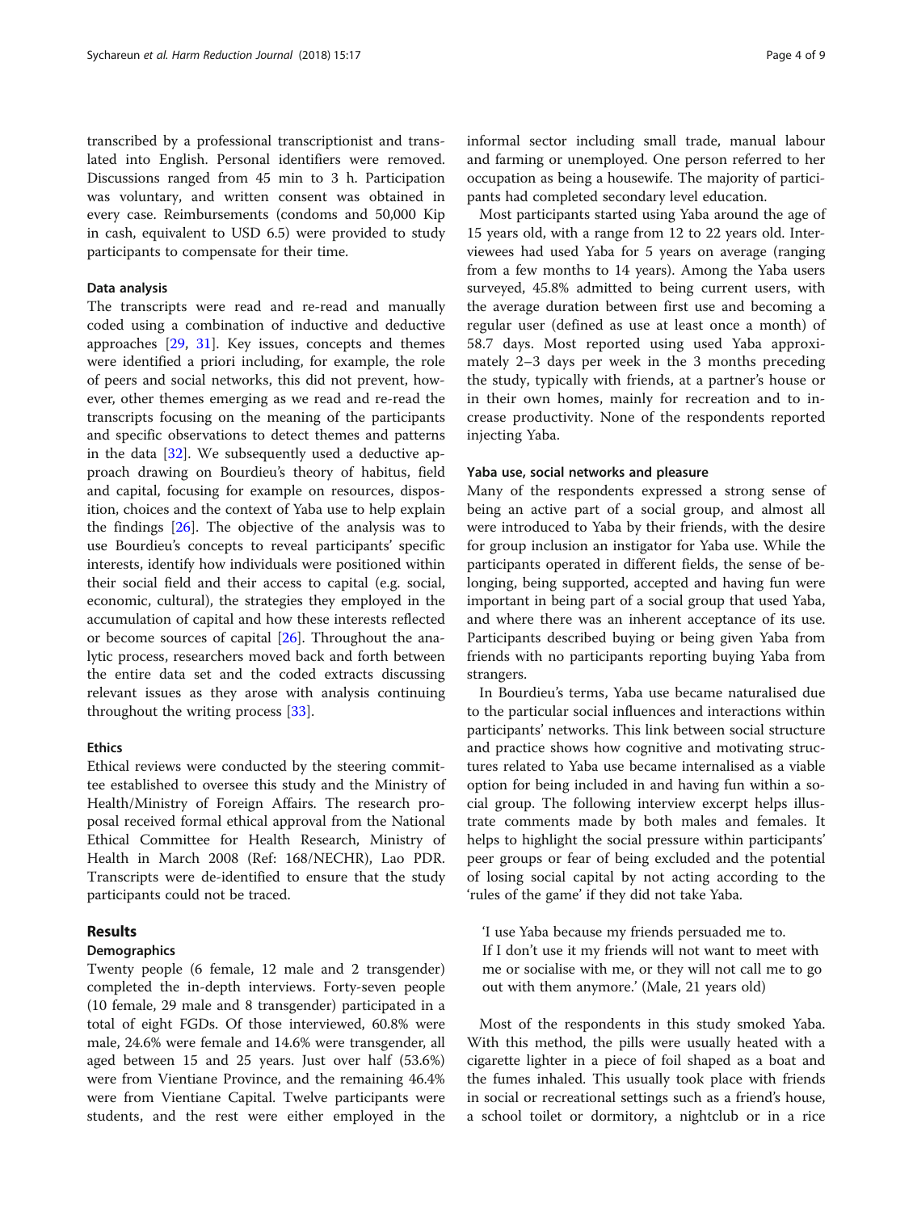transcribed by a professional transcriptionist and translated into English. Personal identifiers were removed. Discussions ranged from 45 min to 3 h. Participation was voluntary, and written consent was obtained in every case. Reimbursements (condoms and 50,000 Kip in cash, equivalent to USD 6.5) were provided to study participants to compensate for their time.

### Data analysis

The transcripts were read and re-read and manually coded using a combination of inductive and deductive approaches [29, 31]. Key issues, concepts and themes were identified a priori including, for example, the role of peers and social networks, this did not prevent, however, other themes emerging as we read and re-read the transcripts focusing on the meaning of the participants and specific observations to detect themes and patterns in the data [32]. We subsequently used a deductive approach drawing on Bourdieu's theory of habitus, field and capital, focusing for example on resources, disposition, choices and the context of Yaba use to help explain the findings [26]. The objective of the analysis was to use Bourdieu's concepts to reveal participants' specific interests, identify how individuals were positioned within their social field and their access to capital (e.g. social, economic, cultural), the strategies they employed in the accumulation of capital and how these interests reflected or become sources of capital [26]. Throughout the analytic process, researchers moved back and forth between the entire data set and the coded extracts discussing relevant issues as they arose with analysis continuing throughout the writing process [33].

### Ethics

Ethical reviews were conducted by the steering committee established to oversee this study and the Ministry of Health/Ministry of Foreign Affairs. The research proposal received formal ethical approval from the National Ethical Committee for Health Research, Ministry of Health in March 2008 (Ref: 168/NECHR), Lao PDR. Transcripts were de-identified to ensure that the study participants could not be traced.

## Results

### Demographics

Twenty people (6 female, 12 male and 2 transgender) completed the in-depth interviews. Forty-seven people (10 female, 29 male and 8 transgender) participated in a total of eight FGDs. Of those interviewed, 60.8% were male, 24.6% were female and 14.6% were transgender, all aged between 15 and 25 years. Just over half (53.6%) were from Vientiane Province, and the remaining 46.4% were from Vientiane Capital. Twelve participants were students, and the rest were either employed in the informal sector including small trade, manual labour and farming or unemployed. One person referred to her occupation as being a housewife. The majority of participants had completed secondary level education.

Most participants started using Yaba around the age of 15 years old, with a range from 12 to 22 years old. Interviewees had used Yaba for 5 years on average (ranging from a few months to 14 years). Among the Yaba users surveyed, 45.8% admitted to being current users, with the average duration between first use and becoming a regular user (defined as use at least once a month) of 58.7 days. Most reported using used Yaba approximately 2–3 days per week in the 3 months preceding the study, typically with friends, at a partner's house or in their own homes, mainly for recreation and to increase productivity. None of the respondents reported injecting Yaba.

### Yaba use, social networks and pleasure

Many of the respondents expressed a strong sense of being an active part of a social group, and almost all were introduced to Yaba by their friends, with the desire for group inclusion an instigator for Yaba use. While the participants operated in different fields, the sense of belonging, being supported, accepted and having fun were important in being part of a social group that used Yaba, and where there was an inherent acceptance of its use. Participants described buying or being given Yaba from friends with no participants reporting buying Yaba from strangers.

In Bourdieu's terms, Yaba use became naturalised due to the particular social influences and interactions within participants' networks. This link between social structure and practice shows how cognitive and motivating structures related to Yaba use became internalised as a viable option for being included in and having fun within a social group. The following interview excerpt helps illustrate comments made by both males and females. It helps to highlight the social pressure within participants' peer groups or fear of being excluded and the potential of losing social capital by not acting according to the 'rules of the game' if they did not take Yaba.

> 'I use Yaba because my friends persuaded me to. If I don't use it my friends will not want to meet with me or socialise with me, or they will not call me to go out with them anymore.' (Male, 21 years old)

Most of the respondents in this study smoked Yaba. With this method, the pills were usually heated with a cigarette lighter in a piece of foil shaped as a boat and the fumes inhaled. This usually took place with friends in social or recreational settings such as a friend's house, a school toilet or dormitory, a nightclub or in a rice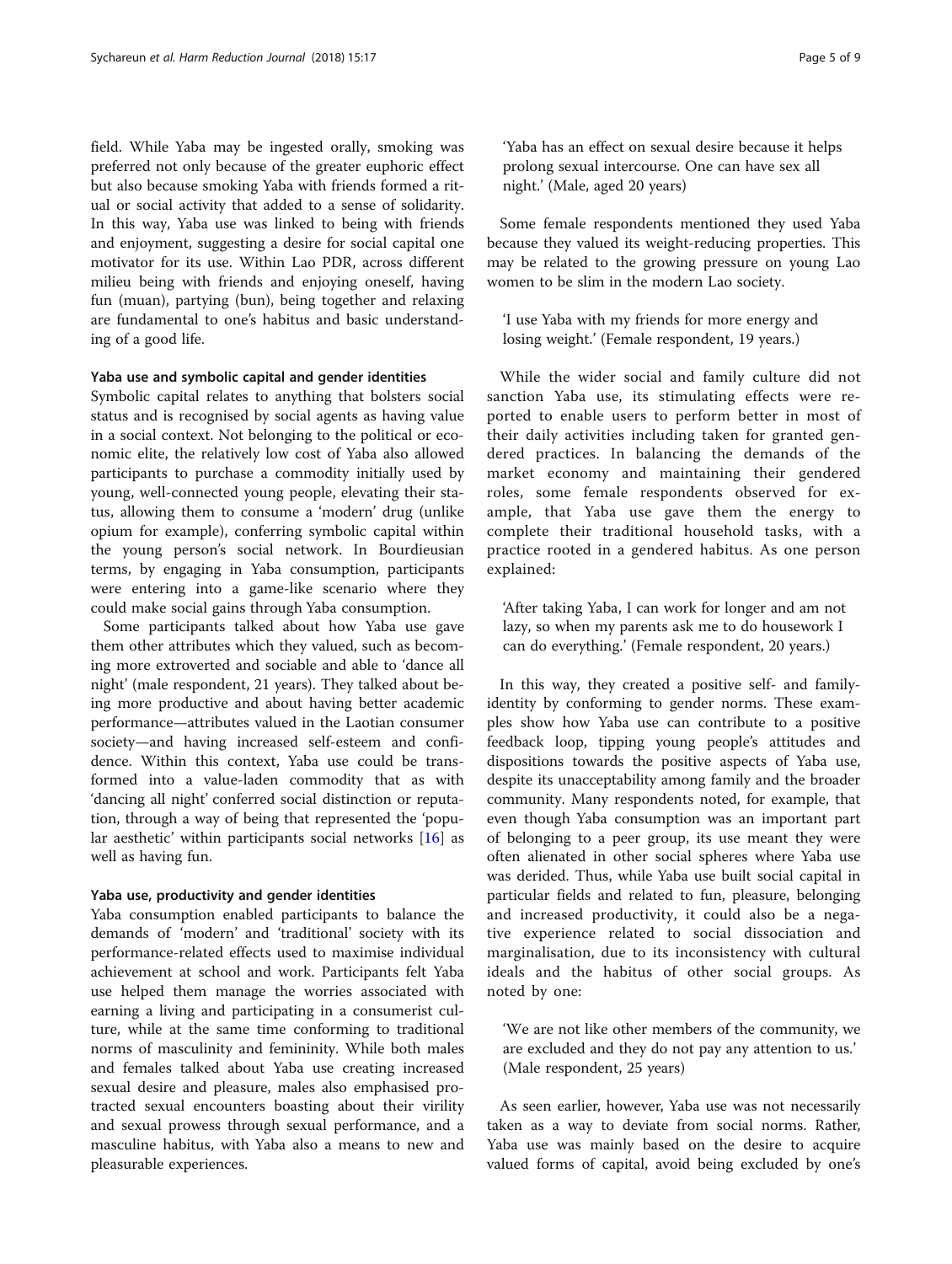field. While Yaba may be ingested orally, smoking was preferred not only because of the greater euphoric effect but also because smoking Yaba with friends formed a ritual or social activity that added to a sense of solidarity. In this way, Yaba use was linked to being with friends and enjoyment, suggesting a desire for social capital one motivator for its use. Within Lao PDR, across different milieu being with friends and enjoying oneself, having fun (muan), partying (bun), being together and relaxing are fundamental to one's habitus and basic understanding of a good life.

### Yaba use and symbolic capital and gender identities

Symbolic capital relates to anything that bolsters social status and is recognised by social agents as having value in a social context. Not belonging to the political or economic elite, the relatively low cost of Yaba also allowed participants to purchase a commodity initially used by young, well-connected young people, elevating their status, allowing them to consume a 'modern' drug (unlike opium for example), conferring symbolic capital within the young person's social network. In Bourdieusian terms, by engaging in Yaba consumption, participants were entering into a game-like scenario where they could make social gains through Yaba consumption.

Some participants talked about how Yaba use gave them other attributes which they valued, such as becoming more extroverted and sociable and able to 'dance all night' (male respondent, 21 years). They talked about being more productive and about having better academic performance—attributes valued in the Laotian consumer society—and having increased self-esteem and confidence. Within this context, Yaba use could be transformed into a value-laden commodity that as with 'dancing all night' conferred social distinction or reputation, through a way of being that represented the 'popular aesthetic' within participants social networks [16] as well as having fun.

### Yaba use, productivity and gender identities

Yaba consumption enabled participants to balance the demands of 'modern' and 'traditional' society with its performance-related effects used to maximise individual achievement at school and work. Participants felt Yaba use helped them manage the worries associated with earning a living and participating in a consumerist culture, while at the same time conforming to traditional norms of masculinity and femininity. While both males and females talked about Yaba use creating increased sexual desire and pleasure, males also emphasised protracted sexual encounters boasting about their virility and sexual prowess through sexual performance, and a masculine habitus, with Yaba also a means to new and pleasurable experiences.

> 'Yaba has an effect on sexual desire because it helps prolong sexual intercourse. One can have sex all night.' (Male, aged 20 years)

Some female respondents mentioned they used Yaba because they valued its weight-reducing properties. This may be related to the growing pressure on young Lao women to be slim in the modern Lao society.

> 'I use Yaba with my friends for more energy and losing weight.' (Female respondent, 19 years.)

While the wider social and family culture did not sanction Yaba use, its stimulating effects were reported to enable users to perform better in most of their daily activities including taken for granted gendered practices. In balancing the demands of the market economy and maintaining their gendered roles, some female respondents observed for example, that Yaba use gave them the energy to complete their traditional household tasks, with a practice rooted in a gendered habitus. As one person explained:

> 'After taking Yaba, I can work for longer and am not lazy, so when my parents ask me to do housework I can do everything.' (Female respondent, 20 years.)

In this way, they created a positive self- and family-identity by conforming to gender norms. These examples show how Yaba use can contribute to a positive feedback loop, tipping young people's attitudes and dispositions towards the positive aspects of Yaba use, despite its unacceptability among family and the broader community. Many respondents noted, for example, that even though Yaba consumption was an important part of belonging to a peer group, its use meant they were often alienated in other social spheres where Yaba use was derided. Thus, while Yaba use built social capital in particular fields and related to fun, pleasure, belonging and increased productivity, it could also be a negative experience related to social dissociation and marginalisation, due to its inconsistency with cultural ideals and the habitus of other social groups. As noted by one:

> 'We are not like other members of the community, we are excluded and they do not pay any attention to us.' (Male respondent, 25 years)

As seen earlier, however, Yaba use was not necessarily taken as a way to deviate from social norms. Rather, Yaba use was mainly based on the desire to acquire valued forms of capital, avoid being excluded by one's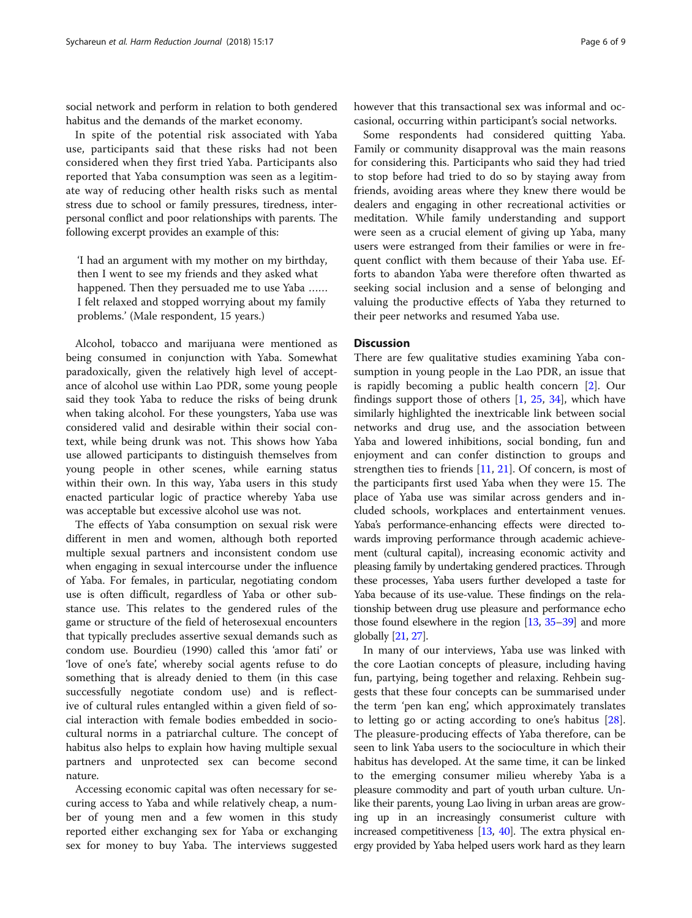social network and perform in relation to both gendered habitus and the demands of the market economy.

In spite of the potential risk associated with Yaba use, participants said that these risks had not been considered when they first tried Yaba. Participants also reported that Yaba consumption was seen as a legitimate way of reducing other health risks such as mental stress due to school or family pressures, tiredness, interpersonal conflict and poor relationships with parents. The following excerpt provides an example of this:

> 'I had an argument with my mother on my birthday, then I went to see my friends and they asked what happened. Then they persuaded me to use Yaba …… I felt relaxed and stopped worrying about my family problems.' (Male respondent, 15 years.)

Alcohol, tobacco and marijuana were mentioned as being consumed in conjunction with Yaba. Somewhat paradoxically, given the relatively high level of acceptance of alcohol use within Lao PDR, some young people said they took Yaba to reduce the risks of being drunk when taking alcohol. For these youngsters, Yaba use was considered valid and desirable within their social context, while being drunk was not. This shows how Yaba use allowed participants to distinguish themselves from young people in other scenes, while earning status within their own. In this way, Yaba users in this study enacted particular logic of practice whereby Yaba use was acceptable but excessive alcohol use was not.

The effects of Yaba consumption on sexual risk were different in men and women, although both reported multiple sexual partners and inconsistent condom use when engaging in sexual intercourse under the influence of Yaba. For females, in particular, negotiating condom use is often difficult, regardless of Yaba or other substance use. This relates to the gendered rules of the game or structure of the field of heterosexual encounters that typically precludes assertive sexual demands such as condom use. Bourdieu (1990) called this 'amor fati' or 'love of one's fate', whereby social agents refuse to do something that is already denied to them (in this case successfully negotiate condom use) and is reflective of cultural rules entangled within a given field of social interaction with female bodies embedded in sociocultural norms in a patriarchal culture. The concept of habitus also helps to explain how having multiple sexual partners and unprotected sex can become second nature.

Accessing economic capital was often necessary for securing access to Yaba and while relatively cheap, a number of young men and a few women in this study reported either exchanging sex for Yaba or exchanging sex for money to buy Yaba. The interviews suggested however that this transactional sex was informal and occasional, occurring within participant's social networks.

Some respondents had considered quitting Yaba. Family or community disapproval was the main reasons for considering this. Participants who said they had tried to stop before had tried to do so by staying away from friends, avoiding areas where they knew there would be dealers and engaging in other recreational activities or meditation. While family understanding and support were seen as a crucial element of giving up Yaba, many users were estranged from their families or were in frequent conflict with them because of their Yaba use. Efforts to abandon Yaba were therefore often thwarted as seeking social inclusion and a sense of belonging and valuing the productive effects of Yaba they returned to their peer networks and resumed Yaba use.

## Discussion

There are few qualitative studies examining Yaba consumption in young people in the Lao PDR, an issue that is rapidly becoming a public health concern [2]. Our findings support those of others [1, 25, 34], which have similarly highlighted the inextricable link between social networks and drug use, and the association between Yaba and lowered inhibitions, social bonding, fun and enjoyment and can confer distinction to groups and strengthen ties to friends [11, 21]. Of concern, is most of the participants first used Yaba when they were 15. The place of Yaba use was similar across genders and included schools, workplaces and entertainment venues. Yaba's performance-enhancing effects were directed towards improving performance through academic achievement (cultural capital), increasing economic activity and pleasing family by undertaking gendered practices. Through these processes, Yaba users further developed a taste for Yaba because of its use-value. These findings on the relationship between drug use pleasure and performance echo those found elsewhere in the region [13, 35–39] and more globally [21, 27].

In many of our interviews, Yaba use was linked with the core Laotian concepts of pleasure, including having fun, partying, being together and relaxing. Rehbein suggests that these four concepts can be summarised under the term 'pen kan eng', which approximately translates to letting go or acting according to one's habitus [28]. The pleasure-producing effects of Yaba therefore, can be seen to link Yaba users to the socioculture in which their habitus has developed. At the same time, it can be linked to the emerging consumer milieu whereby Yaba is a pleasure commodity and part of youth urban culture. Unlike their parents, young Lao living in urban areas are growing up in an increasingly consumerist culture with increased competitiveness [13, 40]. The extra physical energy provided by Yaba helped users work hard as they learn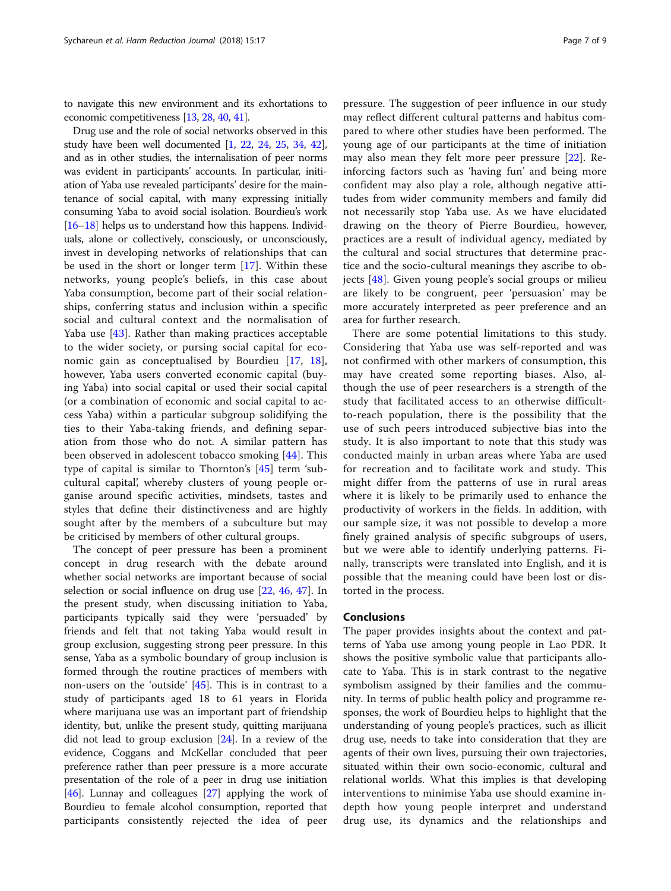to navigate this new environment and its exhortations to economic competitiveness [13, 28, 40, 41].

Drug use and the role of social networks observed in this study have been well documented [1, 22, 24, 25, 34, 42], and as in other studies, the internalisation of peer norms was evident in participants' accounts. In particular, initiation of Yaba use revealed participants' desire for the maintenance of social capital, with many expressing initially consuming Yaba to avoid social isolation. Bourdieu's work [16–18] helps us to understand how this happens. Individuals, alone or collectively, consciously, or unconsciously, invest in developing networks of relationships that can be used in the short or longer term [17]. Within these networks, young people's beliefs, in this case about Yaba consumption, become part of their social relationships, conferring status and inclusion within a specific social and cultural context and the normalisation of Yaba use [43]. Rather than making practices acceptable to the wider society, or pursuing social capital for economic gain as conceptualised by Bourdieu [17, 18], however, Yaba users converted economic capital (buying Yaba) into social capital or used their social capital (or a combination of economic and social capital to access Yaba) within a particular subgroup solidifying the ties to their Yaba-taking friends, and defining separation from those who do not. A similar pattern has been observed in adolescent tobacco smoking [44]. This type of capital is similar to Thornton's [45] term 'subcultural capital', whereby clusters of young people organise around specific activities, mindsets, tastes and styles that define their distinctiveness and are highly sought after by the members of a subculture but may be criticised by members of other cultural groups.

The concept of peer pressure has been a prominent concept in drug research with the debate around whether social networks are important because of social selection or social influence on drug use [22, 46, 47]. In the present study, when discussing initiation to Yaba, participants typically said they were 'persuaded' by friends and felt that not taking Yaba would result in group exclusion, suggesting strong peer pressure. In this sense, Yaba as a symbolic boundary of group inclusion is formed through the routine practices of members with non-users on the 'outside' [45]. This is in contrast to a study of participants aged 18 to 61 years in Florida where marijuana use was an important part of friendship identity, but, unlike the present study, quitting marijuana did not lead to group exclusion [24]. In a review of the evidence, Coggans and McKellar concluded that peer preference rather than peer pressure is a more accurate presentation of the role of a peer in drug use initiation [46]. Lunnay and colleagues [27] applying the work of Bourdieu to female alcohol consumption, reported that participants consistently rejected the idea of peer pressure. The suggestion of peer influence in our study may reflect different cultural patterns and habitus compared to where other studies have been performed. The young age of our participants at the time of initiation may also mean they felt more peer pressure [22]. Reinforcing factors such as 'having fun' and being more confident may also play a role, although negative attitudes from wider community members and family did not necessarily stop Yaba use. As we have elucidated drawing on the theory of Pierre Bourdieu, however, practices are a result of individual agency, mediated by the cultural and social structures that determine practice and the socio-cultural meanings they ascribe to objects [48]. Given young people's social groups or milieu are likely to be congruent, peer 'persuasion' may be more accurately interpreted as peer preference and an area for further research.

There are some potential limitations to this study. Considering that Yaba use was self-reported and was not confirmed with other markers of consumption, this may have created some reporting biases. Also, although the use of peer researchers is a strength of the study that facilitated access to an otherwise difficult-to-reach population, there is the possibility that the use of such peers introduced subjective bias into the study. It is also important to note that this study was conducted mainly in urban areas where Yaba are used for recreation and to facilitate work and study. This might differ from the patterns of use in rural areas where it is likely to be primarily used to enhance the productivity of workers in the fields. In addition, with our sample size, it was not possible to develop a more finely grained analysis of specific subgroups of users, but we were able to identify underlying patterns. Finally, transcripts were translated into English, and it is possible that the meaning could have been lost or distorted in the process.

## Conclusions

The paper provides insights about the context and patterns of Yaba use among young people in Lao PDR. It shows the positive symbolic value that participants allocate to Yaba. This is in stark contrast to the negative symbolism assigned by their families and the community. In terms of public health policy and programme responses, the work of Bourdieu helps to highlight that the understanding of young people's practices, such as illicit drug use, needs to take into consideration that they are agents of their own lives, pursuing their own trajectories, situated within their own socio-economic, cultural and relational worlds. What this implies is that developing interventions to minimise Yaba use should examine in-depth how young people interpret and understand drug use, its dynamics and the relationships and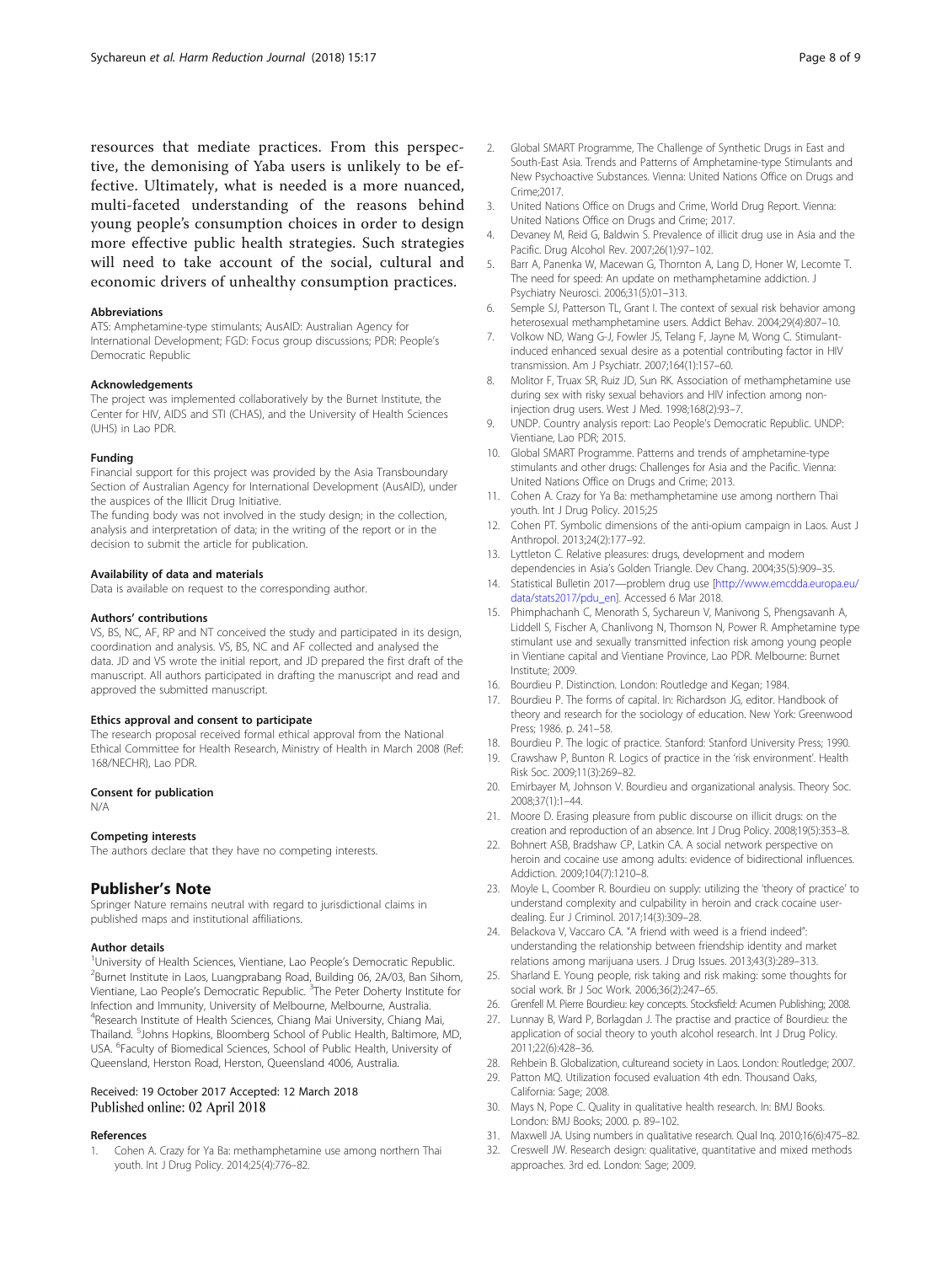resources that mediate practices. From this perspective, the demonising of Yaba users is unlikely to be effective. Ultimately, what is needed is a more nuanced, multi-faceted understanding of the reasons behind young people's consumption choices in order to design more effective public health strategies. Such strategies will need to take account of the social, cultural and economic drivers of unhealthy consumption practices.

### Abbreviations

ATS: Amphetamine-type stimulants; AusAID: Australian Agency for International Development; FGD: Focus group discussions; PDR: People's Democratic Republic

### Acknowledgements

The project was implemented collaboratively by the Burnet Institute, the Center for HIV, AIDS and STI (CHAS), and the University of Health Sciences (UHS) in Lao PDR.

### Funding

Financial support for this project was provided by the Asia Transboundary Section of Australian Agency for International Development (AusAID), under the auspices of the Illicit Drug Initiative.

The funding body was not involved in the study design; in the collection, analysis and interpretation of data; in the writing of the report or in the decision to submit the article for publication.

### Availability of data and materials

Data is available on request to the corresponding author.

### Authors' contributions

VS, BS, NC, AF, RP and NT conceived the study and participated in its design, coordination and analysis. VS, BS, NC and AF collected and analysed the data. JD and VS wrote the initial report, and JD prepared the first draft of the manuscript. All authors participated in drafting the manuscript and read and approved the submitted manuscript.

### Ethics approval and consent to participate

The research proposal received formal ethical approval from the National Ethical Committee for Health Research, Ministry of Health in March 2008 (Ref: 168/NECHR), Lao PDR.

### Consent for publication

N/A

### Competing interests

The authors declare that they have no competing interests.

## Publisher's Note

Springer Nature remains neutral with regard to jurisdictional claims in published maps and institutional affiliations.

### Author details

[1]University of Health Sciences, Vientiane, Lao People's Democratic Republic. [2]Burnet Institute in Laos, Luangprabang Road, Building 06, 2A/03, Ban Sihom, Vientiane, Lao People's Democratic Republic. [3]The Peter Doherty Institute for Infection and Immunity, University of Melbourne, Melbourne, Australia. [4]Research Institute of Health Sciences, Chiang Mai University, Chiang Mai, Thailand. [5]Johns Hopkins, Bloomberg School of Public Health, Baltimore, MD, USA. [6]Faculty of Biomedical Sciences, School of Public Health, University of Queensland, Herston Road, Herston, Queensland 4006, Australia.

Received: 19 October 2017 Accepted: 12 March 2018
Published online: 02 April 2018

### References

1. Cohen A. Crazy for Ya Ba: methamphetamine use among northern Thai youth. Int J Drug Policy. 2014;25(4):776–82.
2. Global SMART Programme, The Challenge of Synthetic Drugs in East and South-East Asia. Trends and Patterns of Amphetamine-type Stimulants and New Psychoactive Substances. Vienna: United Nations Office on Drugs and Crime;2017.
3. United Nations Office on Drugs and Crime, World Drug Report. Vienna: United Nations Office on Drugs and Crime; 2017.
4. Devaney M, Reid G, Baldwin S. Prevalence of illicit drug use in Asia and the Pacific. Drug Alcohol Rev. 2007;26(1):97–102.
5. Barr A, Panenka W, Macewan G, Thornton A, Lang D, Honer W, Lecomte T. The need for speed: An update on methamphetamine addiction. J Psychiatry Neurosci. 2006;31(5):01–313.
6. Semple SJ, Patterson TL, Grant I. The context of sexual risk behavior among heterosexual methamphetamine users. Addict Behav. 2004;29(4):807–10.
7. Volkow ND, Wang G-J, Fowler JS, Telang F, Jayne M, Wong C. Stimulant-induced enhanced sexual desire as a potential contributing factor in HIV transmission. Am J Psychiatr. 2007;164(1):157–60.
8. Molitor F, Truax SR, Ruiz JD, Sun RK. Association of methamphetamine use during sex with risky sexual behaviors and HIV infection among non-injection drug users. West J Med. 1998;168(2):93–7.
9. UNDP. Country analysis report: Lao People's Democratic Republic. UNDP: Vientiane, Lao PDR; 2015.
10. Global SMART Programme. Patterns and trends of amphetamine-type stimulants and other drugs: Challenges for Asia and the Pacific. Vienna: United Nations Office on Drugs and Crime; 2013.
11. Cohen A. Crazy for Ya Ba: methamphetamine use among northern Thai youth. Int J Drug Policy. 2015;25
12. Cohen PT. Symbolic dimensions of the anti-opium campaign in Laos. Aust J Anthropol. 2013;24(2):177–92.
13. Lyttleton C. Relative pleasures: drugs, development and modern dependencies in Asia's Golden Triangle. Dev Chang. 2004;35(5):909–35.
14. Statistical Bulletin 2017—problem drug use [http://www.emcdda.europa.eu/data/stats2017/pdu_en]. Accessed 6 Mar 2018.
15. Phimphachanh C, Menorath S, Sychareun V, Manivong S, Phengsavanh A, Liddell S, Fischer A, Chanlivong N, Thomson N, Power R. Amphetamine type stimulant use and sexually transmitted infection risk among young people in Vientiane capital and Vientiane Province, Lao PDR. Melbourne: Burnet Institute; 2009.
16. Bourdieu P. Distinction. London: Routledge and Kegan; 1984.
17. Bourdieu P. The forms of capital. In: Richardson JG, editor. Handbook of theory and research for the sociology of education. New York: Greenwood Press; 1986. p. 241–58.
18. Bourdieu P. The logic of practice. Stanford: Stanford University Press; 1990.
19. Crawshaw P, Bunton R. Logics of practice in the 'risk environment'. Health Risk Soc. 2009;11(3):269–82.
20. Emirbayer M, Johnson V. Bourdieu and organizational analysis. Theory Soc. 2008;37(1):1–44.
21. Moore D. Erasing pleasure from public discourse on illicit drugs: on the creation and reproduction of an absence. Int J Drug Policy. 2008;19(5):353–8.
22. Bohnert ASB, Bradshaw CP, Latkin CA. A social network perspective on heroin and cocaine use among adults: evidence of bidirectional influences. Addiction. 2009;104(7):1210–8.
23. Moyle L, Coomber R. Bourdieu on supply: utilizing the 'theory of practice' to understand complexity and culpability in heroin and crack cocaine user-dealing. Eur J Criminol. 2017;14(3):309–28.
24. Belackova V, Vaccaro CA. "A friend with weed is a friend indeed": understanding the relationship between friendship identity and market relations among marijuana users. J Drug Issues. 2013;43(3):289–313.
25. Sharland E. Young people, risk taking and risk making: some thoughts for social work. Br J Soc Work. 2006;36(2):247–65.
26. Grenfell M. Pierre Bourdieu: key concepts. Stocksfield: Acumen Publishing; 2008.
27. Lunnay B, Ward P, Borlagdan J. The practise and practice of Bourdieu: the application of social theory to youth alcohol research. Int J Drug Policy. 2011;22(6):428–36.
28. Rehbein B. Globalization, cultureand society in Laos. London: Routledge; 2007.
29. Patton MQ. Utilization focused evaluation 4th edn. Thousand Oaks, California: Sage; 2008.
30. Mays N, Pope C. Quality in qualitative health research. In: BMJ Books. London: BMJ Books; 2000. p. 89–102.
31. Maxwell JA. Using numbers in qualitative research. Qual Inq. 2010;16(6):475–82.
32. Creswell JW. Research design: qualitative, quantitative and mixed methods approaches. 3rd ed. London: Sage; 2009.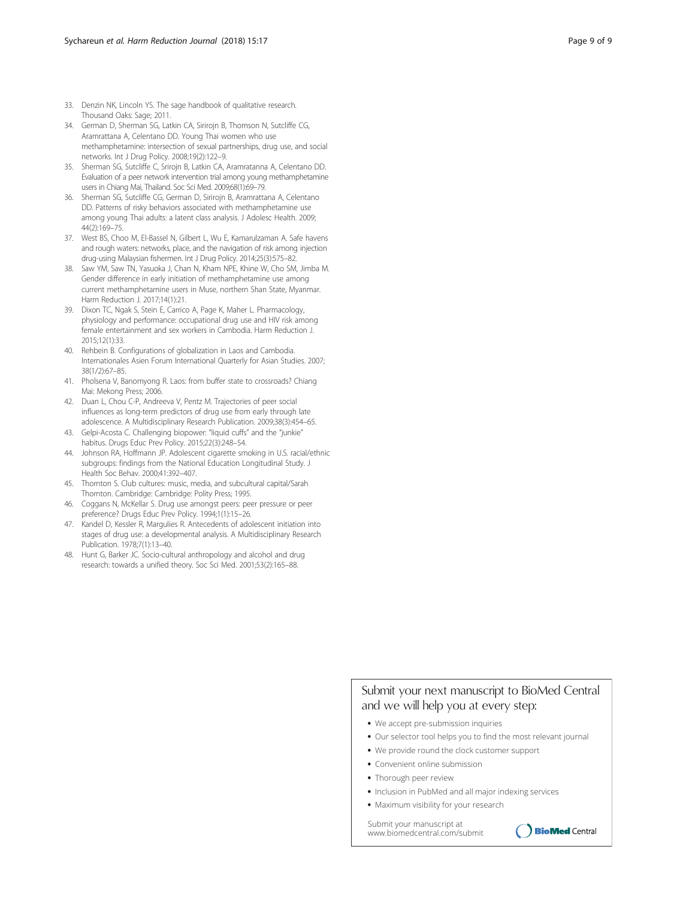33. Denzin NK, Lincoln YS. The sage handbook of qualitative research. Thousand Oaks: Sage; 2011.
34. German D, Sherman SG, Latkin CA, Sirirojn B, Thomson N, Sutcliffe CG, Aramrattana A, Celentano DD. Young Thai women who use methamphetamine: intersection of sexual partnerships, drug use, and social networks. Int J Drug Policy. 2008;19(2):122–9.
35. Sherman SG, Sutcliffe C, Srirojn B, Latkin CA, Aramratanna A, Celentano DD. Evaluation of a peer network intervention trial among young methamphetamine users in Chiang Mai, Thailand. Soc Sci Med. 2009;68(1):69–79.
36. Sherman SG, Sutcliffe CG, German D, Sirirojn B, Aramrattana A, Celentano DD. Patterns of risky behaviors associated with methamphetamine use among young Thai adults: a latent class analysis. J Adolesc Health. 2009; 44(2):169–75.
37. West BS, Choo M, El-Bassel N, Gilbert L, Wu E, Kamarulzaman A. Safe havens and rough waters: networks, place, and the navigation of risk among injection drug-using Malaysian fishermen. Int J Drug Policy. 2014;25(3):575–82.
38. Saw YM, Saw TN, Yasuoka J, Chan N, Kham NPE, Khine W, Cho SM, Jimba M. Gender difference in early initiation of methamphetamine use among current methamphetamine users in Muse, northern Shan State, Myanmar. Harm Reduction J. 2017;14(1):21.
39. Dixon TC, Ngak S, Stein E, Carrico A, Page K, Maher L. Pharmacology, physiology and performance: occupational drug use and HIV risk among female entertainment and sex workers in Cambodia. Harm Reduction J. 2015;12(1):33.
40. Rehbein B. Configurations of globalization in Laos and Cambodia. Internationales Asien Forum International Quarterly for Asian Studies. 2007; 38(1/2):67–85.
41. Pholsena V, Banomyong R. Laos: from buffer state to crossroads? Chiang Mai: Mekong Press; 2006.
42. Duan L, Chou C-P, Andreeva V, Pentz M. Trajectories of peer social influences as long-term predictors of drug use from early through late adolescence. A Multidisciplinary Research Publication. 2009;38(3):454–65.
43. Gelpi-Acosta C. Challenging biopower: "liquid cuffs" and the "junkie" habitus. Drugs Educ Prev Policy. 2015;22(3):248–54.
44. Johnson RA, Hoffmann JP. Adolescent cigarette smoking in U.S. racial/ethnic subgroups: findings from the National Education Longitudinal Study. J Health Soc Behav. 2000;41:392–407.
45. Thornton S. Club cultures: music, media, and subcultural capital/Sarah Thornton. Cambridge: Cambridge: Polity Press; 1995.
46. Coggans N, McKellar S. Drug use amongst peers: peer pressure or peer preference? Drugs Educ Prev Policy. 1994;1(1):15–26.
47. Kandel D, Kessler R, Margulies R. Antecedents of adolescent initiation into stages of drug use: a developmental analysis. A Multidisciplinary Research Publication. 1978;7(1):13–40.
48. Hunt G, Barker JC. Socio-cultural anthropology and alcohol and drug research: towards a unified theory. Soc Sci Med. 2001;53(2):165–88.

Submit your next manuscript to BioMed Central and we will help you at every step:

- We accept pre-submission inquiries
- Our selector tool helps you to find the most relevant journal
- We provide round the clock customer support
- Convenient online submission
- Thorough peer review
- Inclusion in PubMed and all major indexing services
- Maximum visibility for your research

Submit your manuscript at www.biomedcentral.com/submit

BioMed Central